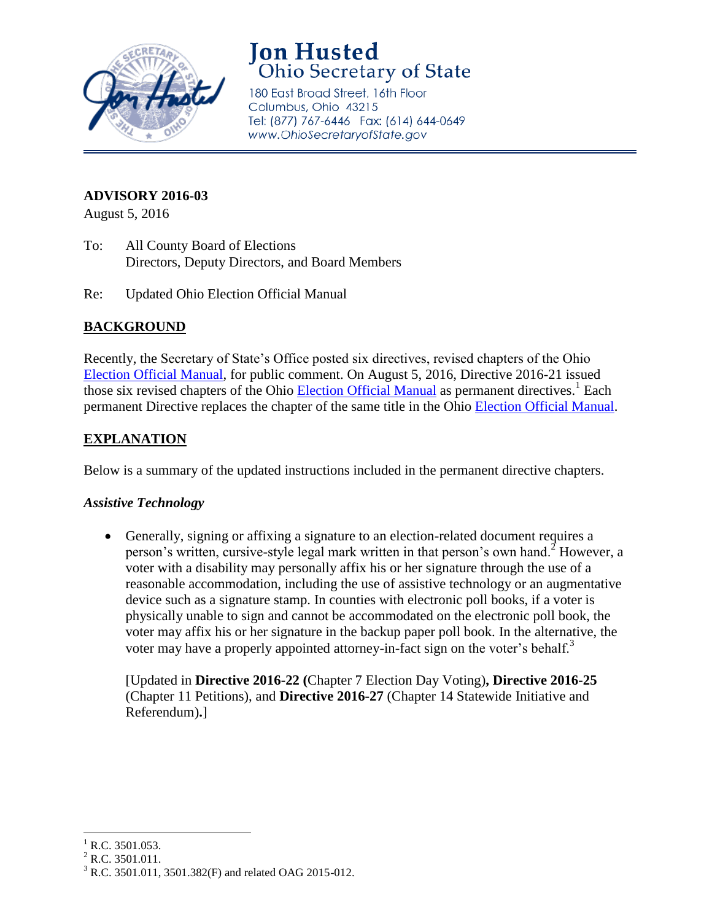# Jon Husted
## Ohio Secretary of State

180 East Broad Street, 16th Floor
Columbus, Ohio 43215
Tel: (877) 767-6446 Fax: (614) 644-0649
www.OhioSecretaryofState.gov

**ADVISORY 2016-03**
August 5, 2016

To: All County Board of Elections
Directors, Deputy Directors, and Board Members

Re: Updated Ohio Election Official Manual

## BACKGROUND

Recently, the Secretary of State's Office posted six directives, revised chapters of the Ohio Election Official Manual, for public comment. On August 5, 2016, Directive 2016-21 issued those six revised chapters of the Ohio Election Official Manual as permanent directives.[1] Each permanent Directive replaces the chapter of the same title in the Ohio Election Official Manual.

## EXPLANATION

Below is a summary of the updated instructions included in the permanent directive chapters.

### *Assistive Technology*

- Generally, signing or affixing a signature to an election-related document requires a person's written, cursive-style legal mark written in that person's own hand.[2] However, a voter with a disability may personally affix his or her signature through the use of a reasonable accommodation, including the use of assistive technology or an augmentative device such as a signature stamp. In counties with electronic poll books, if a voter is physically unable to sign and cannot be accommodated on the electronic poll book, the voter may affix his or her signature in the backup paper poll book. In the alternative, the voter may have a properly appointed attorney-in-fact sign on the voter's behalf.[3]

  [Updated in **Directive 2016-22 (**Chapter 7 Election Day Voting)**, Directive 2016-25** (Chapter 11 Petitions), and **Directive 2016-27** (Chapter 14 Statewide Initiative and Referendum)**.**]

---

[1] R.C. 3501.053.
[2] R.C. 3501.011.
[3] R.C. 3501.011, 3501.382(F) and related OAG 2015-012.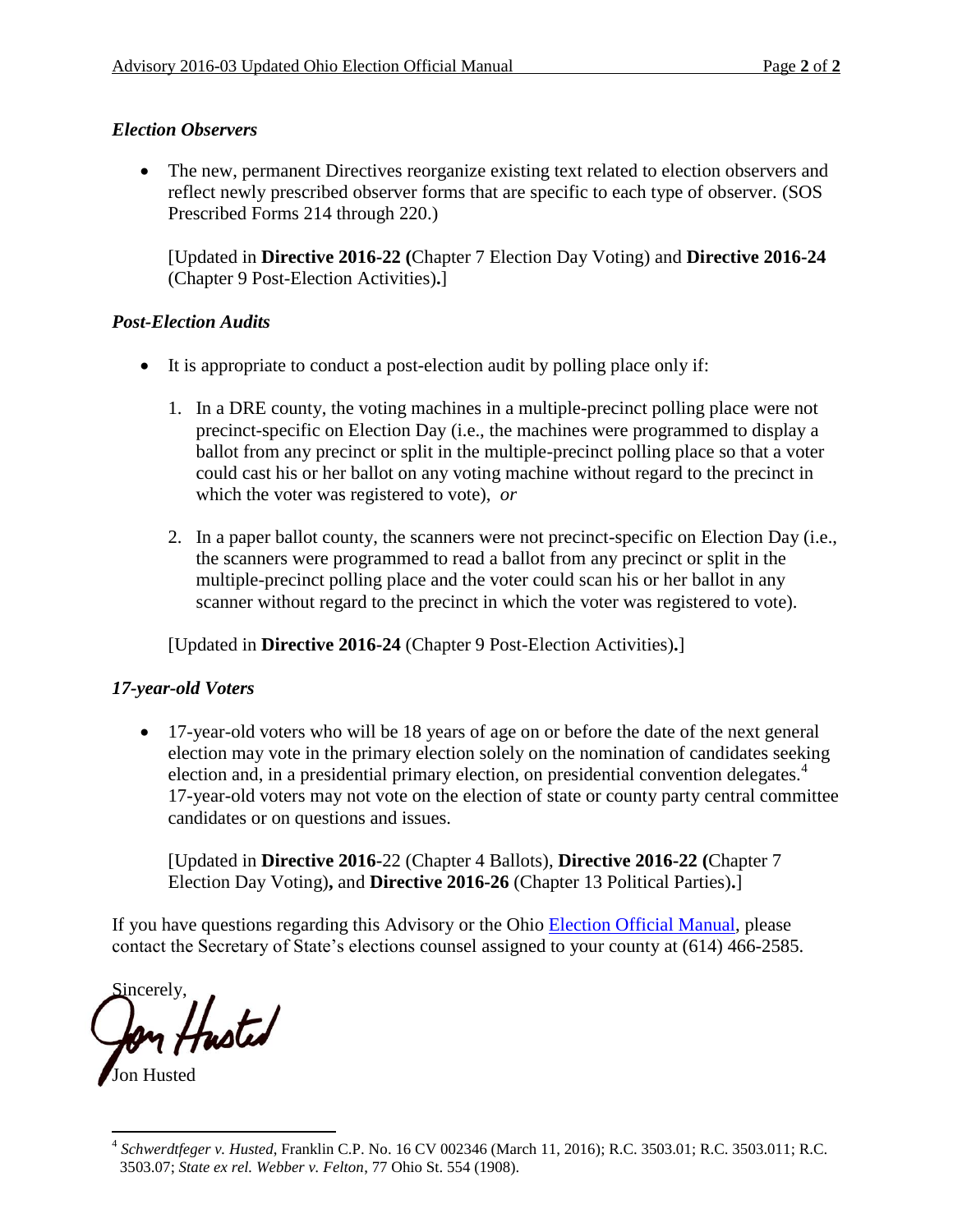### *Election Observers*

- The new, permanent Directives reorganize existing text related to election observers and reflect newly prescribed observer forms that are specific to each type of observer. (SOS Prescribed Forms 214 through 220.)

  [Updated in **Directive 2016-22 (**Chapter 7 Election Day Voting) and **Directive 2016-24** (Chapter 9 Post-Election Activities)**.**]

### *Post-Election Audits*

- It is appropriate to conduct a post-election audit by polling place only if:

  1. In a DRE county, the voting machines in a multiple-precinct polling place were not precinct-specific on Election Day (i.e., the machines were programmed to display a ballot from any precinct or split in the multiple-precinct polling place so that a voter could cast his or her ballot on any voting machine without regard to the precinct in which the voter was registered to vote), *or*

  2. In a paper ballot county, the scanners were not precinct-specific on Election Day (i.e., the scanners were programmed to read a ballot from any precinct or split in the multiple-precinct polling place and the voter could scan his or her ballot in any scanner without regard to the precinct in which the voter was registered to vote).

  [Updated in **Directive 2016-24** (Chapter 9 Post-Election Activities)**.**]

### *17-year-old Voters*

- 17-year-old voters who will be 18 years of age on or before the date of the next general election may vote in the primary election solely on the nomination of candidates seeking election and, in a presidential primary election, on presidential convention delegates.[4] 17-year-old voters may not vote on the election of state or county party central committee candidates or on questions and issues.

  [Updated in **Directive 2016**-22 (Chapter 4 Ballots), **Directive 2016-22 (**Chapter 7 Election Day Voting)**,** and **Directive 2016-26** (Chapter 13 Political Parties)**.**]

If you have questions regarding this Advisory or the Ohio Election Official Manual, please contact the Secretary of State's elections counsel assigned to your county at (614) 466-2585.

Sincerely,

Jon Husted

---

[4] *Schwerdtfeger v. Husted*, Franklin C.P. No. 16 CV 002346 (March 11, 2016); R.C. 3503.01; R.C. 3503.011; R.C. 3503.07; *State ex rel. Webber v. Felton*, 77 Ohio St. 554 (1908).